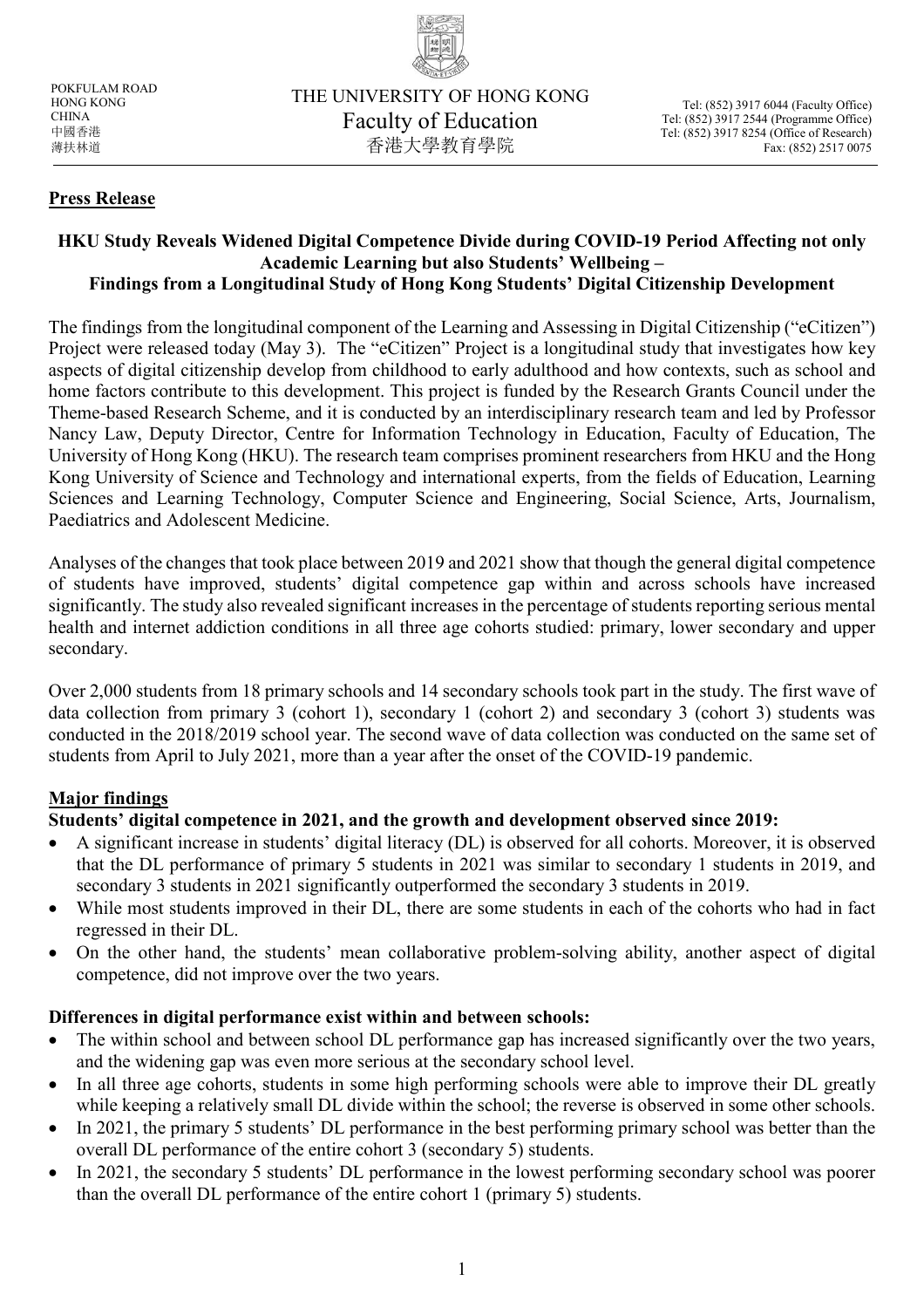POKFULAM ROAD
HONG KONG
CHINA
中國香港
薄扶林道

THE UNIVERSITY OF HONG KONG
Faculty of Education
香港大學教育學院

Tel: (852) 3917 6044 (Faculty Office)
Tel: (852) 3917 2544 (Programme Office)
Tel: (852) 3917 8254 (Office of Research)
Fax: (852) 2517 0075

**Press Release**

## HKU Study Reveals Widened Digital Competence Divide during COVID-19 Period Affecting not only Academic Learning but also Students' Wellbeing – Findings from a Longitudinal Study of Hong Kong Students' Digital Citizenship Development

The findings from the longitudinal component of the Learning and Assessing in Digital Citizenship ("eCitizen") Project were released today (May 3). The "eCitizen" Project is a longitudinal study that investigates how key aspects of digital citizenship develop from childhood to early adulthood and how contexts, such as school and home factors contribute to this development. This project is funded by the Research Grants Council under the Theme-based Research Scheme, and it is conducted by an interdisciplinary research team and led by Professor Nancy Law, Deputy Director, Centre for Information Technology in Education, Faculty of Education, The University of Hong Kong (HKU). The research team comprises prominent researchers from HKU and the Hong Kong University of Science and Technology and international experts, from the fields of Education, Learning Sciences and Learning Technology, Computer Science and Engineering, Social Science, Arts, Journalism, Paediatrics and Adolescent Medicine.

Analyses of the changes that took place between 2019 and 2021 show that though the general digital competence of students have improved, students' digital competence gap within and across schools have increased significantly. The study also revealed significant increases in the percentage of students reporting serious mental health and internet addiction conditions in all three age cohorts studied: primary, lower secondary and upper secondary.

Over 2,000 students from 18 primary schools and 14 secondary schools took part in the study. The first wave of data collection from primary 3 (cohort 1), secondary 1 (cohort 2) and secondary 3 (cohort 3) students was conducted in the 2018/2019 school year. The second wave of data collection was conducted on the same set of students from April to July 2021, more than a year after the onset of the COVID-19 pandemic.

### Major findings

**Students' digital competence in 2021, and the growth and development observed since 2019:**

- A significant increase in students' digital literacy (DL) is observed for all cohorts. Moreover, it is observed that the DL performance of primary 5 students in 2021 was similar to secondary 1 students in 2019, and secondary 3 students in 2021 significantly outperformed the secondary 3 students in 2019.
- While most students improved in their DL, there are some students in each of the cohorts who had in fact regressed in their DL.
- On the other hand, the students' mean collaborative problem-solving ability, another aspect of digital competence, did not improve over the two years.

**Differences in digital performance exist within and between schools:**

- The within school and between school DL performance gap has increased significantly over the two years, and the widening gap was even more serious at the secondary school level.
- In all three age cohorts, students in some high performing schools were able to improve their DL greatly while keeping a relatively small DL divide within the school; the reverse is observed in some other schools.
- In 2021, the primary 5 students' DL performance in the best performing primary school was better than the overall DL performance of the entire cohort 3 (secondary 5) students.
- In 2021, the secondary 5 students' DL performance in the lowest performing secondary school was poorer than the overall DL performance of the entire cohort 1 (primary 5) students.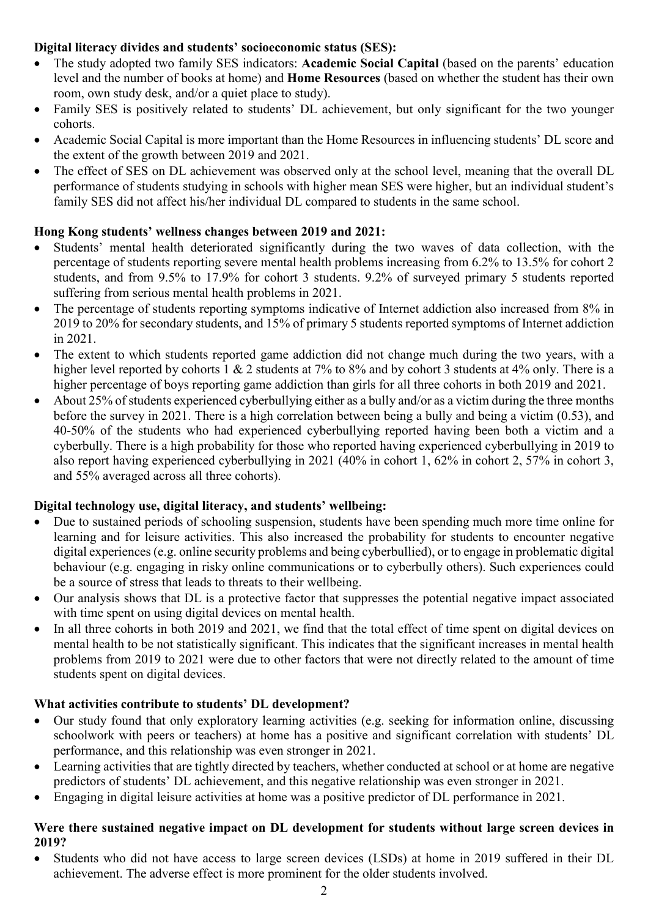**Digital literacy divides and students' socioeconomic status (SES):**

- The study adopted two family SES indicators: **Academic Social Capital** (based on the parents' education level and the number of books at home) and **Home Resources** (based on whether the student has their own room, own study desk, and/or a quiet place to study).
- Family SES is positively related to students' DL achievement, but only significant for the two younger cohorts.
- Academic Social Capital is more important than the Home Resources in influencing students' DL score and the extent of the growth between 2019 and 2021.
- The effect of SES on DL achievement was observed only at the school level, meaning that the overall DL performance of students studying in schools with higher mean SES were higher, but an individual student's family SES did not affect his/her individual DL compared to students in the same school.

**Hong Kong students' wellness changes between 2019 and 2021:**

- Students' mental health deteriorated significantly during the two waves of data collection, with the percentage of students reporting severe mental health problems increasing from 6.2% to 13.5% for cohort 2 students, and from 9.5% to 17.9% for cohort 3 students. 9.2% of surveyed primary 5 students reported suffering from serious mental health problems in 2021.
- The percentage of students reporting symptoms indicative of Internet addiction also increased from 8% in 2019 to 20% for secondary students, and 15% of primary 5 students reported symptoms of Internet addiction in 2021.
- The extent to which students reported game addiction did not change much during the two years, with a higher level reported by cohorts 1 & 2 students at 7% to 8% and by cohort 3 students at 4% only. There is a higher percentage of boys reporting game addiction than girls for all three cohorts in both 2019 and 2021.
- About 25% of students experienced cyberbullying either as a bully and/or as a victim during the three months before the survey in 2021. There is a high correlation between being a bully and being a victim (0.53), and 40-50% of the students who had experienced cyberbullying reported having been both a victim and a cyberbully. There is a high probability for those who reported having experienced cyberbullying in 2019 to also report having experienced cyberbullying in 2021 (40% in cohort 1, 62% in cohort 2, 57% in cohort 3, and 55% averaged across all three cohorts).

**Digital technology use, digital literacy, and students' wellbeing:**

- Due to sustained periods of schooling suspension, students have been spending much more time online for learning and for leisure activities. This also increased the probability for students to encounter negative digital experiences (e.g. online security problems and being cyberbullied), or to engage in problematic digital behaviour (e.g. engaging in risky online communications or to cyberbully others). Such experiences could be a source of stress that leads to threats to their wellbeing.
- Our analysis shows that DL is a protective factor that suppresses the potential negative impact associated with time spent on using digital devices on mental health.
- In all three cohorts in both 2019 and 2021, we find that the total effect of time spent on digital devices on mental health to be not statistically significant. This indicates that the significant increases in mental health problems from 2019 to 2021 were due to other factors that were not directly related to the amount of time students spent on digital devices.

**What activities contribute to students' DL development?**

- Our study found that only exploratory learning activities (e.g. seeking for information online, discussing schoolwork with peers or teachers) at home has a positive and significant correlation with students' DL performance, and this relationship was even stronger in 2021.
- Learning activities that are tightly directed by teachers, whether conducted at school or at home are negative predictors of students' DL achievement, and this negative relationship was even stronger in 2021.
- Engaging in digital leisure activities at home was a positive predictor of DL performance in 2021.

**Were there sustained negative impact on DL development for students without large screen devices in 2019?**

- Students who did not have access to large screen devices (LSDs) at home in 2019 suffered in their DL achievement. The adverse effect is more prominent for the older students involved.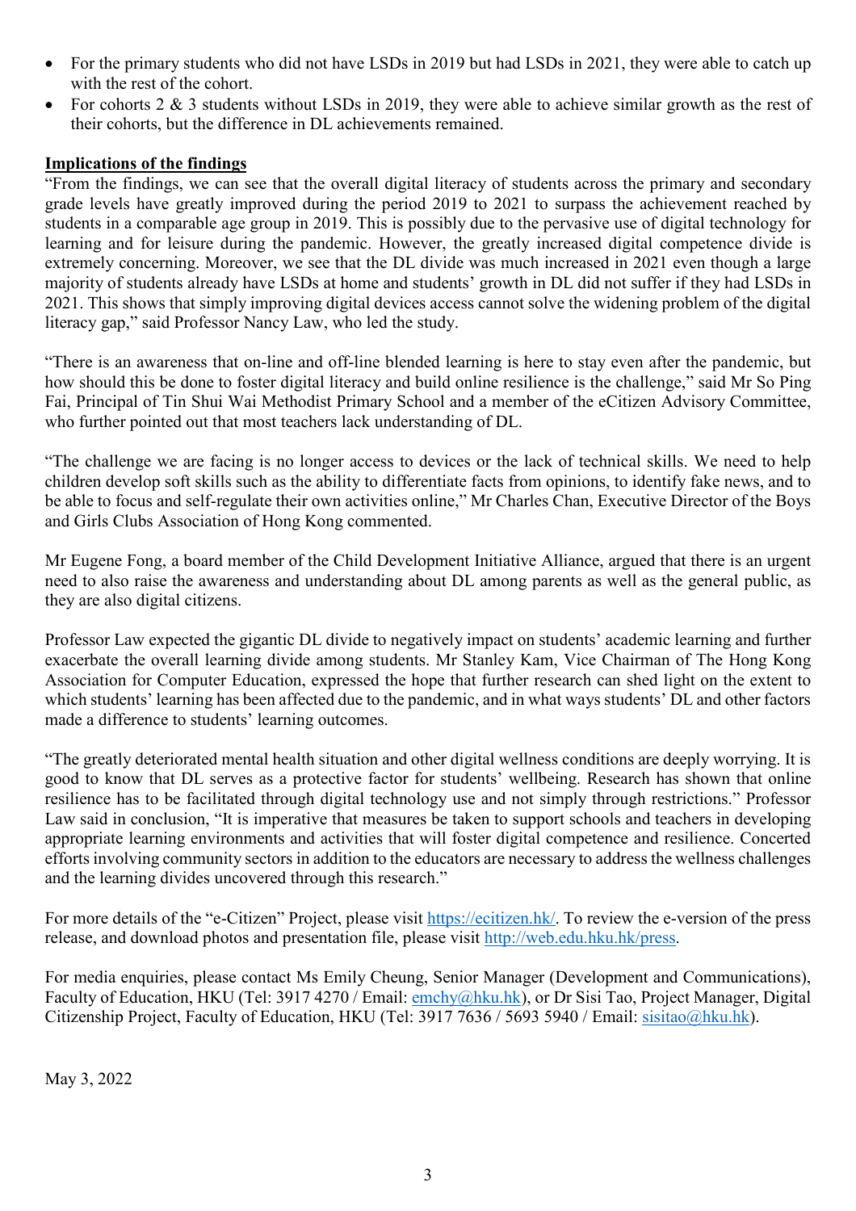- For the primary students who did not have LSDs in 2019 but had LSDs in 2021, they were able to catch up with the rest of the cohort.
- For cohorts 2 & 3 students without LSDs in 2019, they were able to achieve similar growth as the rest of their cohorts, but the difference in DL achievements remained.

**Implications of the findings**

"From the findings, we can see that the overall digital literacy of students across the primary and secondary grade levels have greatly improved during the period 2019 to 2021 to surpass the achievement reached by students in a comparable age group in 2019. This is possibly due to the pervasive use of digital technology for learning and for leisure during the pandemic. However, the greatly increased digital competence divide is extremely concerning. Moreover, we see that the DL divide was much increased in 2021 even though a large majority of students already have LSDs at home and students' growth in DL did not suffer if they had LSDs in 2021. This shows that simply improving digital devices access cannot solve the widening problem of the digital literacy gap," said Professor Nancy Law, who led the study.

"There is an awareness that on-line and off-line blended learning is here to stay even after the pandemic, but how should this be done to foster digital literacy and build online resilience is the challenge," said Mr So Ping Fai, Principal of Tin Shui Wai Methodist Primary School and a member of the eCitizen Advisory Committee, who further pointed out that most teachers lack understanding of DL.

"The challenge we are facing is no longer access to devices or the lack of technical skills. We need to help children develop soft skills such as the ability to differentiate facts from opinions, to identify fake news, and to be able to focus and self-regulate their own activities online," Mr Charles Chan, Executive Director of the Boys and Girls Clubs Association of Hong Kong commented.

Mr Eugene Fong, a board member of the Child Development Initiative Alliance, argued that there is an urgent need to also raise the awareness and understanding about DL among parents as well as the general public, as they are also digital citizens.

Professor Law expected the gigantic DL divide to negatively impact on students' academic learning and further exacerbate the overall learning divide among students. Mr Stanley Kam, Vice Chairman of The Hong Kong Association for Computer Education, expressed the hope that further research can shed light on the extent to which students' learning has been affected due to the pandemic, and in what ways students' DL and other factors made a difference to students' learning outcomes.

"The greatly deteriorated mental health situation and other digital wellness conditions are deeply worrying. It is good to know that DL serves as a protective factor for students' wellbeing. Research has shown that online resilience has to be facilitated through digital technology use and not simply through restrictions." Professor Law said in conclusion, "It is imperative that measures be taken to support schools and teachers in developing appropriate learning environments and activities that will foster digital competence and resilience. Concerted efforts involving community sectors in addition to the educators are necessary to address the wellness challenges and the learning divides uncovered through this research."

For more details of the "e-Citizen" Project, please visit https://ecitizen.hk/. To review the e-version of the press release, and download photos and presentation file, please visit http://web.edu.hku.hk/press.

For media enquiries, please contact Ms Emily Cheung, Senior Manager (Development and Communications), Faculty of Education, HKU (Tel: 3917 4270 / Email: emchy@hku.hk), or Dr Sisi Tao, Project Manager, Digital Citizenship Project, Faculty of Education, HKU (Tel: 3917 7636 / 5693 5940 / Email: sisitao@hku.hk).

May 3, 2022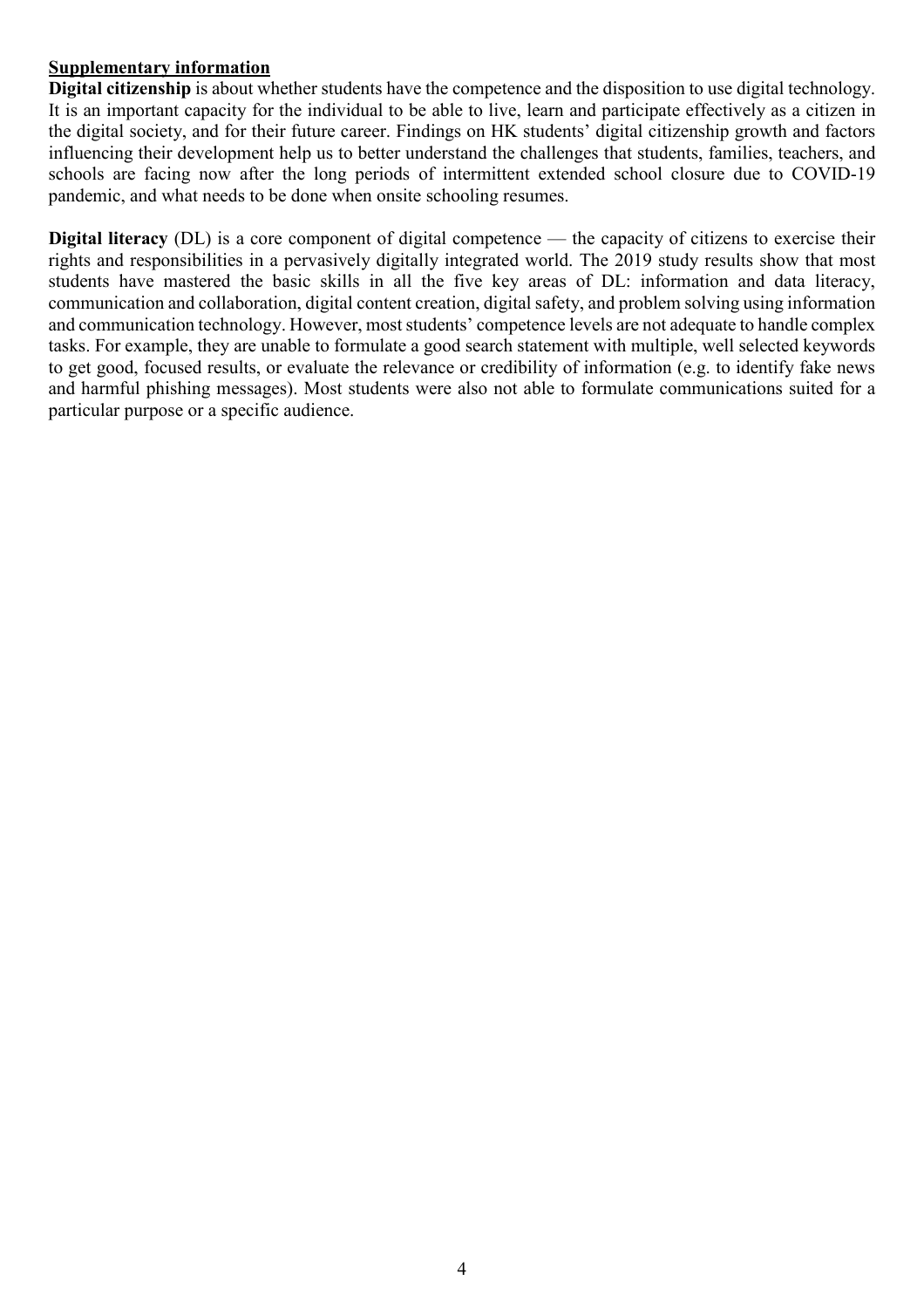**Supplementary information**

**Digital citizenship** is about whether students have the competence and the disposition to use digital technology. It is an important capacity for the individual to be able to live, learn and participate effectively as a citizen in the digital society, and for their future career. Findings on HK students' digital citizenship growth and factors influencing their development help us to better understand the challenges that students, families, teachers, and schools are facing now after the long periods of intermittent extended school closure due to COVID-19 pandemic, and what needs to be done when onsite schooling resumes.

**Digital literacy** (DL) is a core component of digital competence — the capacity of citizens to exercise their rights and responsibilities in a pervasively digitally integrated world. The 2019 study results show that most students have mastered the basic skills in all the five key areas of DL: information and data literacy, communication and collaboration, digital content creation, digital safety, and problem solving using information and communication technology. However, most students' competence levels are not adequate to handle complex tasks. For example, they are unable to formulate a good search statement with multiple, well selected keywords to get good, focused results, or evaluate the relevance or credibility of information (e.g. to identify fake news and harmful phishing messages). Most students were also not able to formulate communications suited for a particular purpose or a specific audience.